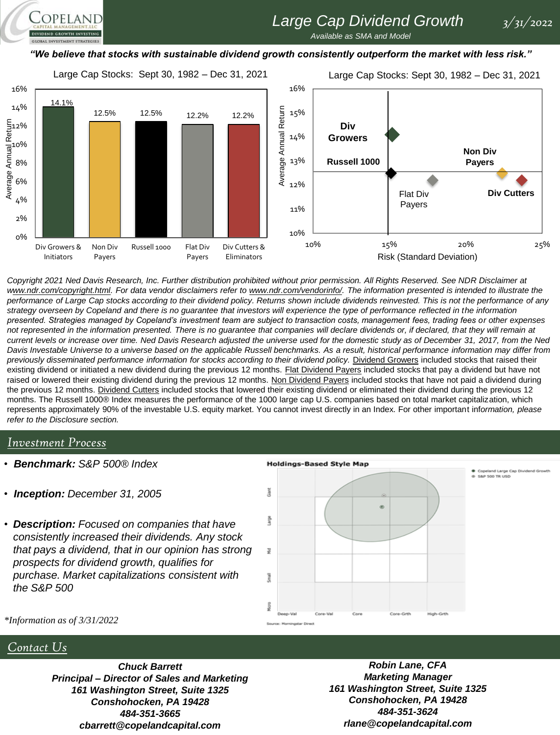# Large Cap Dividend Growth

*Available as SMA and Model*

*3/31/2022*

***"We believe that stocks with sustainable dividend growth consistently outperform the market with less risk."***

**Large Cap Stocks: Sept 30, 1982 – Dec 31, 2021**

| | Div Growers & Initiators | Non Div Payers | Russell 1000 | Flat Div Payers | Div Cutters & Eliminators |
|---|---|---|---|---|---|
| Average Annual Return | 14.1% | 12.5% | 12.5% | 12.2% | 12.2% |

*Copyright 2021 Ned Davis Research, Inc. Further distribution prohibited without prior permission. All Rights Reserved. See NDR Disclaimer at www.ndr.com/copyright.html. For data vendor disclaimers refer to www.ndr.com/vendorinfo/. The information presented is intended to illustrate the performance of Large Cap stocks according to their dividend policy. Returns shown include dividends reinvested. This is not the performance of any strategy overseen by Copeland and there is no guarantee that investors will experience the type of performance reflected in the information presented. Strategies managed by Copeland's investment team are subject to transaction costs, management fees, trading fees or other expenses not represented in the information presented. There is no guarantee that companies will declare dividends or, if declared, that they will remain at current levels or increase over time. Ned Davis Research adjusted the universe used for the domestic study as of December 31, 2017, from the Ned Davis Investable Universe to a universe based on the applicable Russell benchmarks. As a result, historical performance information may differ from previously disseminated performance information for stocks according to their dividend policy.* Dividend Growers included stocks that raised their existing dividend or initiated a new dividend during the previous 12 months. Flat Dividend Payers included stocks that pay a dividend but have not raised or lowered their existing dividend during the previous 12 months. Non Dividend Payers included stocks that have not paid a dividend during the previous 12 months. Dividend Cutters included stocks that lowered their existing dividend or eliminated their dividend during the previous 12 months. The Russell 1000® Index measures the performance of the 1000 large cap U.S. companies based on total market capitalization, which represents approximately 90% of the investable U.S. equity market. You cannot invest directly in an Index. For other important *information, please refer to the Disclosure section.*

## Investment Process

- ***Benchmark:*** *S&P 500® Index*
- ***Inception:*** *December 31, 2005*
- ***Description:*** *Focused on companies that have consistently increased their dividends. Any stock that pays a dividend, that in our opinion has strong prospects for dividend growth, qualifies for purchase. Market capitalizations consistent with the S&P 500*

*\*Information as of 3/31/2022*

**Holdings-Based Style Map**

Source: Morningstar Direct

## Contact Us

***Chuck Barrett***
***Principal – Director of Sales and Marketing***
***161 Washington Street, Suite 1325***
***Conshohocken, PA 19428***
***484-351-3665***
***cbarrett@copelandcapital.com***

***Robin Lane, CFA***
***Marketing Manager***
***161 Washington Street, Suite 1325***
***Conshohocken, PA 19428***
***484-351-3624***
***rlane@copelandcapital.com***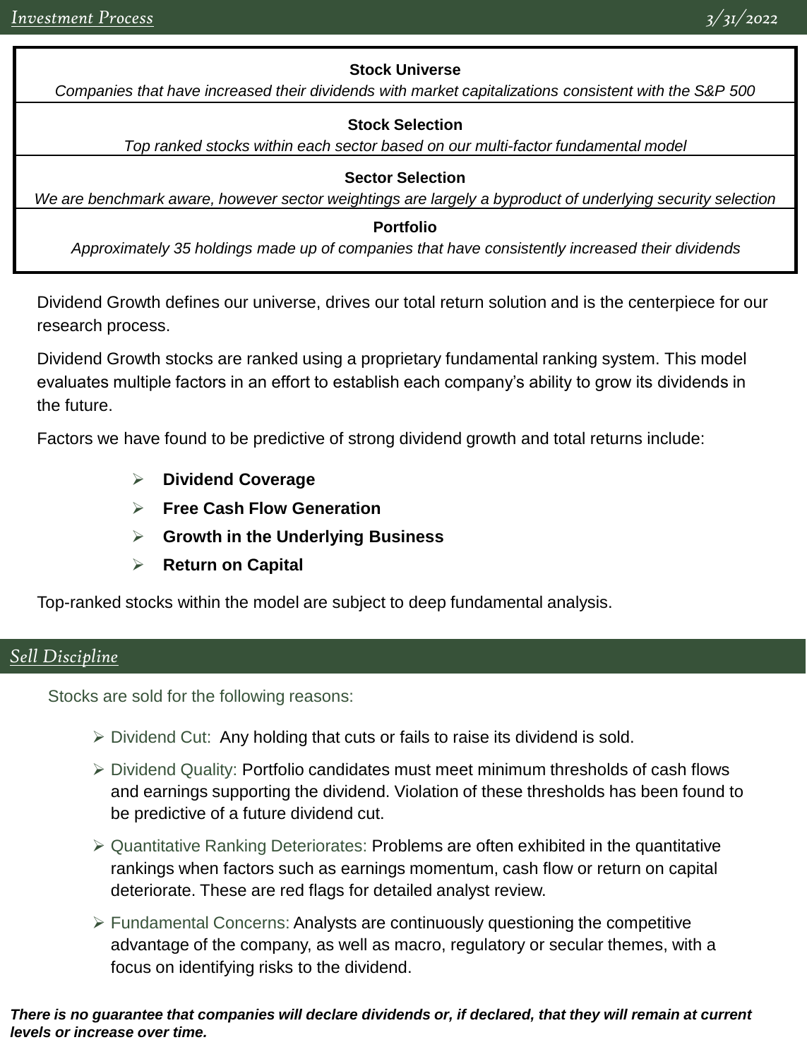## Investment Process

3/31/2022

**Stock Universe**
*Companies that have increased their dividends with market capitalizations consistent with the S&P 500*

**Stock Selection**
*Top ranked stocks within each sector based on our multi-factor fundamental model*

**Sector Selection**
*We are benchmark aware, however sector weightings are largely a byproduct of underlying security selection*

**Portfolio**
*Approximately 35 holdings made up of companies that have consistently increased their dividends*

Dividend Growth defines our universe, drives our total return solution and is the centerpiece for our research process.

Dividend Growth stocks are ranked using a proprietary fundamental ranking system. This model evaluates multiple factors in an effort to establish each company's ability to grow its dividends in the future.

Factors we have found to be predictive of strong dividend growth and total returns include:

- **Dividend Coverage**
- **Free Cash Flow Generation**
- **Growth in the Underlying Business**
- **Return on Capital**

Top-ranked stocks within the model are subject to deep fundamental analysis.

## Sell Discipline

Stocks are sold for the following reasons:

- Dividend Cut: Any holding that cuts or fails to raise its dividend is sold.
- Dividend Quality: Portfolio candidates must meet minimum thresholds of cash flows and earnings supporting the dividend. Violation of these thresholds has been found to be predictive of a future dividend cut.
- Quantitative Ranking Deteriorates: Problems are often exhibited in the quantitative rankings when factors such as earnings momentum, cash flow or return on capital deteriorate. These are red flags for detailed analyst review.
- Fundamental Concerns: Analysts are continuously questioning the competitive advantage of the company, as well as macro, regulatory or secular themes, with a focus on identifying risks to the dividend.

***There is no guarantee that companies will declare dividends or, if declared, that they will remain at current levels or increase over time.***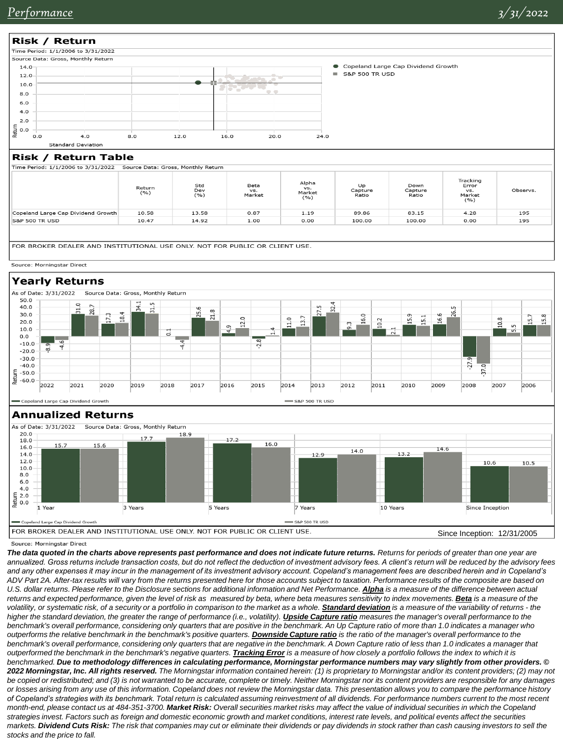## Risk / Return

Time Period: 1/1/2006 to 3/31/2022

Source Data: Gross, Monthly Return

- Copeland Large Cap Dividend Growth
- S&P 500 TR USD

## Risk / Return Table

Time Period: 1/1/2006 to 3/31/2022 Source Data: Gross, Monthly Return

| | Return (%) | Std Dev (%) | Beta vs. Market | Alpha vs. Market (%) | Up Capture Ratio | Down Capture Ratio | Tracking Error vs. Market (%) | Observs. |
|---|---|---|---|---|---|---|---|---|
| Copeland Large Cap Dividend Growth | 10.58 | 13.58 | 0.87 | 1.19 | 89.86 | 83.15 | 4.28 | 195 |
| S&P 500 TR USD | 10.47 | 14.92 | 1.00 | 0.00 | 100.00 | 100.00 | 0.00 | 195 |

FOR BROKER DEALER AND INSTITUTIONAL USE ONLY. NOT FOR PUBLIC OR CLIENT USE.

Source: Morningstar Direct

## Yearly Returns

As of Date: 3/31/2022 Source Data: Gross, Monthly Return

| Year | Copeland Large Cap Dividend Growth | S&P 500 TR USD |
|---|---|---|
| 2022 | -8.9 | -4.6 |
| 2021 | 31.0 | 28.7 |
| 2020 | 17.3 | 18.4 |
| 2019 | 34.1 | 31.5 |
| 2018 | 0.1 | -4.4 |
| 2017 | 25.6 | 21.8 |
| 2016 | 4.9 | 12.0 |
| 2015 | -2.8 | 1.4 |
| 2014 | 11.0 | 13.7 |
| 2013 | 27.5 | 32.4 |
| 2012 | 9.3 | 16.0 |
| 2011 | 10.2 | 2.1 |
| 2010 | 15.9 | 15.1 |
| 2009 | 16.6 | 26.5 |
| 2008 | -27.9 | -37.0 |
| 2007 | 10.8 | 5.5 |
| 2006 | 15.7 | 15.8 |

## Annualized Returns

As of Date: 3/31/2022 Source Data: Gross, Monthly Return

| Period | Copeland Large Cap Dividend Growth | S&P 500 TR USD |
|---|---|---|
| 1 Year | 15.7 | 15.6 |
| 3 Years | 17.7 | 18.9 |
| 5 Years | 17.2 | 16.0 |
| 7 Years | 12.9 | 14.0 |
| 10 Years | 13.2 | 14.6 |
| Since Inception | 10.6 | 10.5 |

FOR BROKER DEALER AND INSTITUTIONAL USE ONLY. NOT FOR PUBLIC OR CLIENT USE.

Since Inception: 12/31/2005

Source: Morningstar Direct

***The data quoted in the charts above represents past performance and does not indicate future returns.*** *Returns for periods of greater than one year are annualized. Gross returns include transaction costs, but do not reflect the deduction of investment advisory fees. A client's return will be reduced by the advisory fees and any other expenses it may incur in the management of its investment advisory account. Copeland's management fees are described herein and in Copeland's ADV Part 2A. After-tax results will vary from the returns presented here for those accounts subject to taxation. Performance results of the composite are based on U.S. dollar returns. Please refer to the Disclosure sections for additional information and Net Performance.* ***Alpha*** *is a measure of the difference between actual returns and expected performance, given the level of risk as measured by beta, where beta measures sensitivity to index movements.* ***Beta*** *is a measure of the volatility, or systematic risk, of a security or a portfolio in comparison to the market as a whole.* ***Standard deviation*** *is a measure of the variability of returns - the higher the standard deviation, the greater the range of performance (i.e., volatility).* ***Upside Capture ratio*** *measures the manager's overall performance to the benchmark's overall performance, considering only quarters that are positive in the benchmark. An Up Capture ratio of more than 1.0 indicates a manager who outperforms the relative benchmark in the benchmark's positive quarters.* ***Downside Capture ratio*** *is the ratio of the manager's overall performance to the benchmark's overall performance, considering only quarters that are negative in the benchmark. A Down Capture ratio of less than 1.0 indicates a manager that outperformed the benchmark in the benchmark's negative quarters.* ***Tracking Error*** *is a measure of how closely a portfolio follows the index to which it is benchmarked.* ***Due to methodology differences in calculating performance, Morningstar performance numbers may vary slightly from other providers. © 2022 Morningstar, Inc. All rights reserved.*** *The Morningstar information contained herein: (1) is proprietary to Morningstar and/or its content providers; (2) may not be copied or redistributed; and (3) is not warranted to be accurate, complete or timely. Neither Morningstar nor its content providers are responsible for any damages or losses arising from any use of this information. Copeland does not review the Morningstar data. This presentation allows you to compare the performance history of Copeland's strategies with its benchmark. Total return is calculated assuming reinvestment of all dividends. For performance numbers current to the most recent month-end, please contact us at 484-351-3700.* ***Market Risk:*** *Overall securities market risks may affect the value of individual securities in which the Copeland strategies invest. Factors such as foreign and domestic economic growth and market conditions, interest rate levels, and political events affect the securities markets.* ***Dividend Cuts Risk:*** *The risk that companies may cut or eliminate their dividends or pay dividends in stock rather than cash causing investors to sell the stocks and the price to fall.*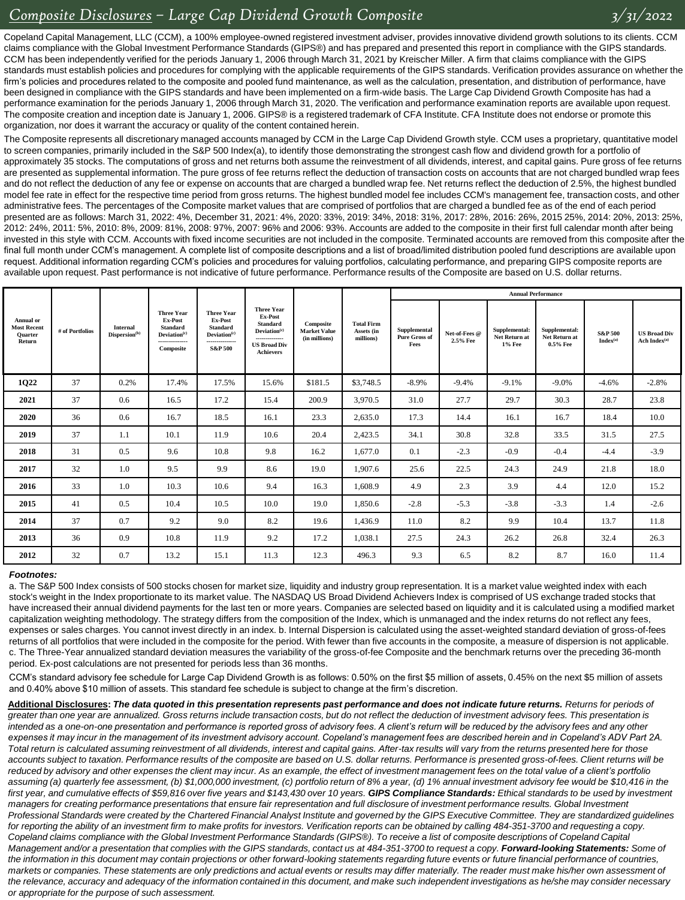# *Composite Disclosures – Large Cap Dividend Growth Composite* 3/31/2022

Copeland Capital Management, LLC (CCM), a 100% employee-owned registered investment adviser, provides innovative dividend growth solutions to its clients. CCM claims compliance with the Global Investment Performance Standards (GIPS®) and has prepared and presented this report in compliance with the GIPS standards. CCM has been independently verified for the periods January 1, 2006 through March 31, 2021 by Kreischer Miller. A firm that claims compliance with the GIPS standards must establish policies and procedures for complying with the applicable requirements of the GIPS standards. Verification provides assurance on whether the firm's policies and procedures related to the composite and pooled fund maintenance, as well as the calculation, presentation, and distribution of performance, have been designed in compliance with the GIPS standards and have been implemented on a firm-wide basis. The Large Cap Dividend Growth Composite has had a performance examination for the periods January 1, 2006 through March 31, 2020. The verification and performance examination reports are available upon request. The composite creation and inception date is January 1, 2006. GIPS® is a registered trademark of CFA Institute. CFA Institute does not endorse or promote this organization, nor does it warrant the accuracy or quality of the content contained herein.

The Composite represents all discretionary managed accounts managed by CCM in the Large Cap Dividend Growth style. CCM uses a proprietary, quantitative model to screen companies, primarily included in the S&P 500 Index(a), to identify those demonstrating the strongest cash flow and dividend growth for a portfolio of approximately 35 stocks. The computations of gross and net returns both assume the reinvestment of all dividends, interest, and capital gains. Pure gross of fee returns are presented as supplemental information. The pure gross of fee returns reflect the deduction of transaction costs on accounts that are not charged bundled wrap fees and do not reflect the deduction of any fee or expense on accounts that are charged a bundled wrap fee. Net returns reflect the deduction of 2.5%, the highest bundled model fee rate in effect for the respective time period from gross returns. The highest bundled model fee includes CCM's management fee, transaction costs, and other administrative fees. The percentages of the Composite market values that are comprised of portfolios that are charged a bundled fee as of the end of each period presented are as follows: March 31, 2022: 4%, December 31, 2021: 4%, 2020: 33%, 2019: 34%, 2018: 31%, 2017: 28%, 2016: 26%, 2015 25%, 2014: 20%, 2013: 25%, 2012: 24%, 2011: 5%, 2010: 8%, 2009: 81%, 2008: 97%, 2007: 96% and 2006: 93%. Accounts are added to the composite in their first full calendar month after being invested in this style with CCM. Accounts with fixed income securities are not included in the composite. Terminated accounts are removed from this composite after the final full month under CCM's management. A complete list of composite descriptions and a list of broad/limited distribution pooled fund descriptions are available upon request. Additional information regarding CCM's policies and procedures for valuing portfolios, calculating performance, and preparing GIPS composite reports are available upon request. Past performance is not indicative of future performance. Performance results of the Composite are based on U.S. dollar returns.

| Annual or Most Recent Quarter Return | # of Portfolios | Internal Dispersion[b] | Three Year Ex-Post Standard Deviation[c] Composite | Three Year Ex-Post Standard Deviation[c] S&P 500 | Three Year Ex-Post Standard Deviation[c] US Broad Div Achievers | Composite Market Value (in millions) | Total Firm Assets (in millions) | Annual Performance | | | | | |
|---|---|---|---|---|---|---|---|---|---|---|---|---|---|
| | | | | | | | | Supplemental Pure Gross of Fees | Net-of-Fees @ 2.5% Fee | Supplemental: Net Return at 1% Fee | Supplemental: Net Return at 0.5% Fee | S&P 500 Index[a] | US Broad Div Ach Index[a] |
| **1Q22** | 37 | 0.2% | 17.4% | 17.5% | 15.6% | $181.5 | $3,748.5 | -8.9% | -9.4% | -9.1% | -9.0% | -4.6% | -2.8% |
| **2021** | 37 | 0.6 | 16.5 | 17.2 | 15.4 | 200.9 | 3,970.5 | 31.0 | 27.7 | 29.7 | 30.3 | 28.7 | 23.8 |
| **2020** | 36 | 0.6 | 16.7 | 18.5 | 16.1 | 23.3 | 2,635.0 | 17.3 | 14.4 | 16.1 | 16.7 | 18.4 | 10.0 |
| **2019** | 37 | 1.1 | 10.1 | 11.9 | 10.6 | 20.4 | 2,423.5 | 34.1 | 30.8 | 32.8 | 33.5 | 31.5 | 27.5 |
| **2018** | 31 | 0.5 | 9.6 | 10.8 | 9.8 | 16.2 | 1,677.0 | 0.1 | -2.3 | -0.9 | -0.4 | -4.4 | -3.9 |
| **2017** | 32 | 1.0 | 9.5 | 9.9 | 8.6 | 19.0 | 1,907.6 | 25.6 | 22.5 | 24.3 | 24.9 | 21.8 | 18.0 |
| **2016** | 33 | 1.0 | 10.3 | 10.6 | 9.4 | 16.3 | 1,608.9 | 4.9 | 2.3 | 3.9 | 4.4 | 12.0 | 15.2 |
| **2015** | 41 | 0.5 | 10.4 | 10.5 | 10.0 | 19.0 | 1,850.6 | -2.8 | -5.3 | -3.8 | -3.3 | 1.4 | -2.6 |
| **2014** | 37 | 0.7 | 9.2 | 9.0 | 8.2 | 19.6 | 1,436.9 | 11.0 | 8.2 | 9.9 | 10.4 | 13.7 | 11.8 |
| **2013** | 36 | 0.9 | 10.8 | 11.9 | 9.2 | 17.2 | 1,038.1 | 27.5 | 24.3 | 26.2 | 26.8 | 32.4 | 26.3 |
| **2012** | 32 | 0.7 | 13.2 | 15.1 | 11.3 | 12.3 | 496.3 | 9.3 | 6.5 | 8.2 | 8.7 | 16.0 | 11.4 |

***Footnotes:***

a. The S&P 500 Index consists of 500 stocks chosen for market size, liquidity and industry group representation. It is a market value weighted index with each stock's weight in the Index proportionate to its market value. The NASDAQ US Broad Dividend Achievers Index is comprised of US exchange traded stocks that have increased their annual dividend payments for the last ten or more years. Companies are selected based on liquidity and it is calculated using a modified market capitalization weighting methodology. The strategy differs from the composition of the Index, which is unmanaged and the index returns do not reflect any fees, expenses or sales charges. You cannot invest directly in an index. b. Internal Dispersion is calculated using the asset-weighted standard deviation of gross-of-fees returns of all portfolios that were included in the composite for the period. With fewer than five accounts in the composite, a measure of dispersion is not applicable. c. The Three-Year annualized standard deviation measures the variability of the gross-of-fee Composite and the benchmark returns over the preceding 36-month period. Ex-post calculations are not presented for periods less than 36 months.

CCM's standard advisory fee schedule for Large Cap Dividend Growth is as follows: 0.50% on the first $5 million of assets, 0.45% on the next $5 million of assets and 0.40% above $10 million of assets. This standard fee schedule is subject to change at the firm's discretion.

**Additional Disclosures**: ***The data quoted in this presentation represents past performance and does not indicate future returns.*** *Returns for periods of greater than one year are annualized. Gross returns include transaction costs, but do not reflect the deduction of investment advisory fees. This presentation is intended as a one-on-one presentation and performance is reported gross of advisory fees. A client's return will be reduced by the advisory fees and any other expenses it may incur in the management of its investment advisory account. Copeland's management fees are described herein and in Copeland's ADV Part 2A. Total return is calculated assuming reinvestment of all dividends, interest and capital gains. After-tax results will vary from the returns presented here for those accounts subject to taxation. Performance results of the composite are based on U.S. dollar returns. Performance is presented gross-of-fees. Client returns will be reduced by advisory and other expenses the client may incur. As an example, the effect of investment management fees on the total value of a client's portfolio assuming (a) quarterly fee assessment, (b) $1,000,000 investment, (c) portfolio return of 8% a year, (d) 1% annual investment advisory fee would be $10,416 in the first year, and cumulative effects of $59,816 over five years and $143,430 over 10 years.* ***GIPS Compliance Standards:*** *Ethical standards to be used by investment managers for creating performance presentations that ensure fair representation and full disclosure of investment performance results. Global Investment Professional Standards were created by the Chartered Financial Analyst Institute and governed by the GIPS Executive Committee. They are standardized guidelines for reporting the ability of an investment firm to make profits for investors. Verification reports can be obtained by calling 484-351-3700 and requesting a copy. Copeland claims compliance with the Global Investment Performance Standards (GIPS®). To receive a list of composite descriptions of Copeland Capital Management and/or a presentation that complies with the GIPS standards, contact us at 484-351-3700 to request a copy.* ***Forward-looking Statements:*** *Some of the information in this document may contain projections or other forward-looking statements regarding future events or future financial performance of countries, markets or companies. These statements are only predictions and actual events or results may differ materially. The reader must make his/her own assessment of the relevance, accuracy and adequacy of the information contained in this document, and make such independent investigations as he/she may consider necessary or appropriate for the purpose of such assessment.*